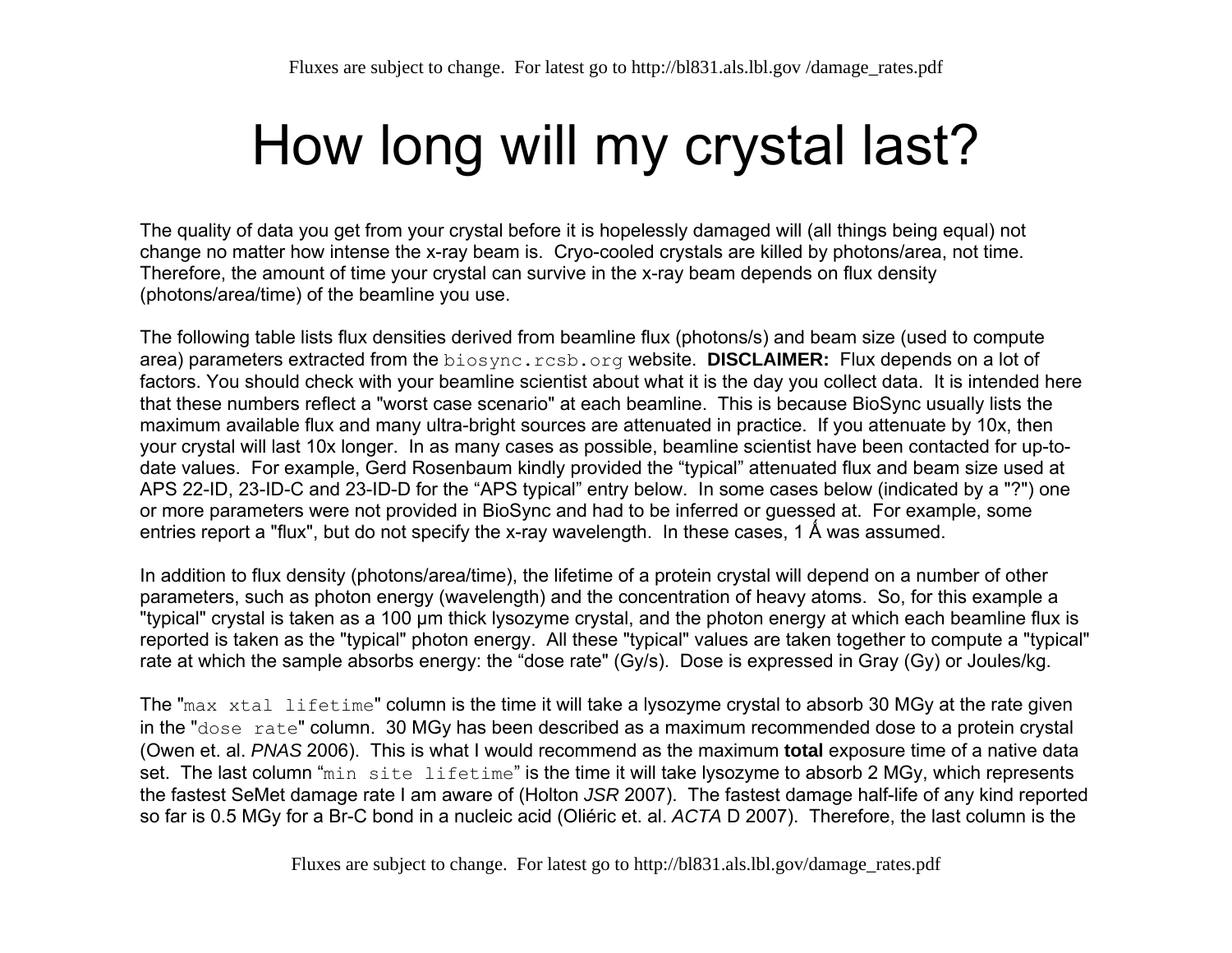# How long will my crystal last?

The quality of data you get from your crystal before it is hopelessly damaged will (all things being equal) not change no matter how intense the x-ray beam is. Cryo-cooled crystals are killed by photons/area, not time. Therefore, the amount of time your crystal can survive in the x-ray beam depends on flux density (photons/area/time) of the beamline you use.

The following table lists flux densities derived from beamline flux (photons/s) and beam size (used to compute area) parameters extracted from the `biosync.rcsb.org` website. **DISCLAIMER:** Flux depends on a lot of factors. You should check with your beamline scientist about what it is the day you collect data. It is intended here that these numbers reflect a "worst case scenario" at each beamline. This is because BioSync usually lists the maximum available flux and many ultra-bright sources are attenuated in practice. If you attenuate by 10x, then your crystal will last 10x longer. In as many cases as possible, beamline scientist have been contacted for up-to-date values. For example, Gerd Rosenbaum kindly provided the "typical" attenuated flux and beam size used at APS 22-ID, 23-ID-C and 23-ID-D for the "APS typical" entry below. In some cases below (indicated by a "?") one or more parameters were not provided in BioSync and had to be inferred or guessed at. For example, some entries report a "flux", but do not specify the x-ray wavelength. In these cases, 1 Ǻ was assumed.

In addition to flux density (photons/area/time), the lifetime of a protein crystal will depend on a number of other parameters, such as photon energy (wavelength) and the concentration of heavy atoms. So, for this example a "typical" crystal is taken as a 100 μm thick lysozyme crystal, and the photon energy at which each beamline flux is reported is taken as the "typical" photon energy. All these "typical" values are taken together to compute a "typical" rate at which the sample absorbs energy: the "dose rate" (Gy/s). Dose is expressed in Gray (Gy) or Joules/kg.

The "`max xtal lifetime`" column is the time it will take a lysozyme crystal to absorb 30 MGy at the rate given in the "`dose rate`" column. 30 MGy has been described as a maximum recommended dose to a protein crystal (Owen et. al. *PNAS* 2006). This is what I would recommend as the maximum **total** exposure time of a native data set. The last column "`min site lifetime`" is the time it will take lysozyme to absorb 2 MGy, which represents the fastest SeMet damage rate I am aware of (Holton *JSR* 2007). The fastest damage half-life of any kind reported so far is 0.5 MGy for a Br-C bond in a nucleic acid (Oliéric et. al. *ACTA* D 2007). Therefore, the last column is the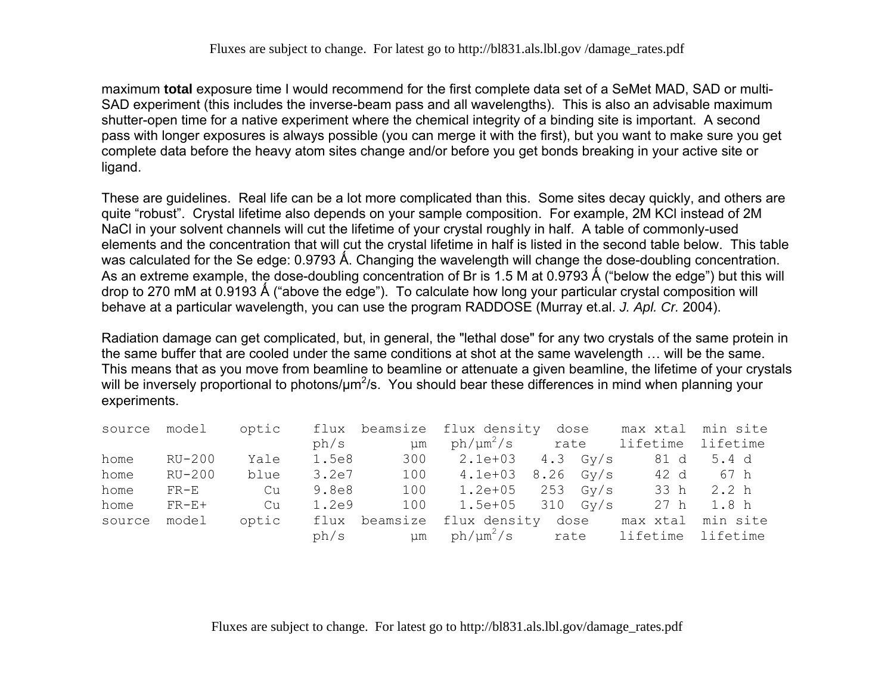maximum **total** exposure time I would recommend for the first complete data set of a SeMet MAD, SAD or multi-SAD experiment (this includes the inverse-beam pass and all wavelengths). This is also an advisable maximum shutter-open time for a native experiment where the chemical integrity of a binding site is important. A second pass with longer exposures is always possible (you can merge it with the first), but you want to make sure you get complete data before the heavy atom sites change and/or before you get bonds breaking in your active site or ligand.

These are guidelines. Real life can be a lot more complicated than this. Some sites decay quickly, and others are quite "robust". Crystal lifetime also depends on your sample composition. For example, 2M KCl instead of 2M NaCl in your solvent channels will cut the lifetime of your crystal roughly in half. A table of commonly-used elements and the concentration that will cut the crystal lifetime in half is listed in the second table below. This table was calculated for the Se edge: 0.9793 Å. Changing the wavelength will change the dose-doubling concentration. As an extreme example, the dose-doubling concentration of Br is 1.5 M at 0.9793 Å ("below the edge") but this will drop to 270 mM at 0.9193 Å ("above the edge"). To calculate how long your particular crystal composition will behave at a particular wavelength, you can use the program RADDOSE (Murray et.al. *J. Apl. Cr.* 2004).

Radiation damage can get complicated, but, in general, the "lethal dose" for any two crystals of the same protein in the same buffer that are cooled under the same conditions at shot at the same wavelength … will be the same. This means that as you move from beamline to beamline or attenuate a given beamline, the lifetime of your crystals will be inversely proportional to photons/μm$^2$/s. You should bear these differences in mind when planning your experiments.

| source | model | optic | flux ph/s | beamsize μm | flux density ph/μm$^2$/s | dose rate | max xtal lifetime | min site lifetime |
|---|---|---|---|---|---|---|---|---|
| home | RU-200 | Yale | 1.5e8 | 300 | 2.1e+03 | 4.3 Gy/s | 81 d | 5.4 d |
| home | RU-200 | blue | 3.2e7 | 100 | 4.1e+03 | 8.26 Gy/s | 42 d | 67 h |
| home | FR-E | Cu | 9.8e8 | 100 | 1.2e+05 | 253 Gy/s | 33 h | 2.2 h |
| home | FR-E+ | Cu | 1.2e9 | 100 | 1.5e+05 | 310 Gy/s | 27 h | 1.8 h |
| source | model | optic | flux ph/s | beamsize μm | flux density ph/μm$^2$/s | dose rate | max xtal lifetime | min site lifetime |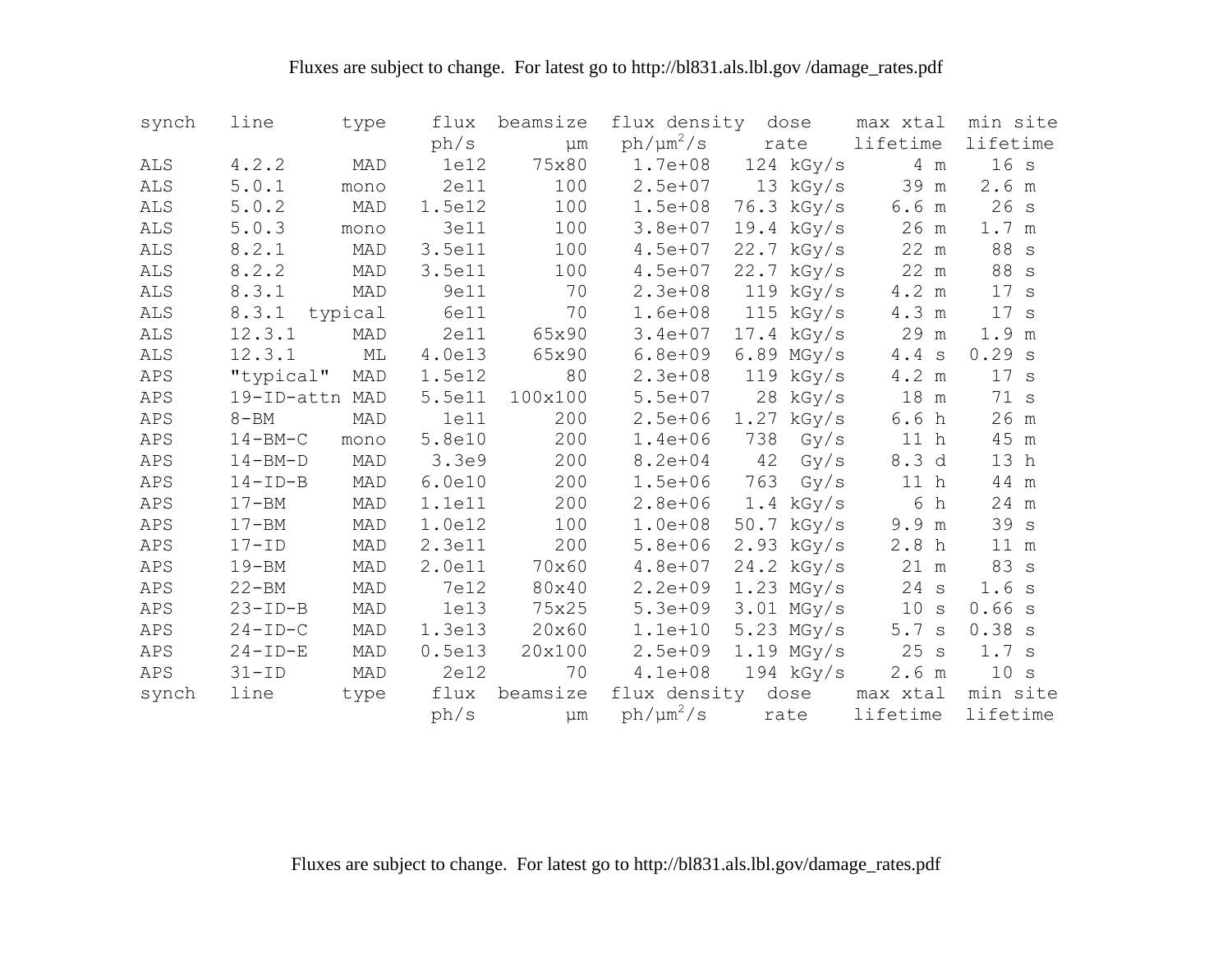Fluxes are subject to change. For latest go to http://bl831.als.lbl.gov /damage_rates.pdf

| synch | line | type | flux ph/s | beamsize µm | flux density ph/µm$^2$/s | dose rate | max xtal lifetime | min site lifetime |
|---|---|---|---|---|---|---|---|---|
| ALS | 4.2.2 | MAD | 1e12 | 75x80 | 1.7e+08 | 124 kGy/s | 4 m | 16 s |
| ALS | 5.0.1 | mono | 2e11 | 100 | 2.5e+07 | 13 kGy/s | 39 m | 2.6 m |
| ALS | 5.0.2 | MAD | 1.5e12 | 100 | 1.5e+08 | 76.3 kGy/s | 6.6 m | 26 s |
| ALS | 5.0.3 | mono | 3e11 | 100 | 3.8e+07 | 19.4 kGy/s | 26 m | 1.7 m |
| ALS | 8.2.1 | MAD | 3.5e11 | 100 | 4.5e+07 | 22.7 kGy/s | 22 m | 88 s |
| ALS | 8.2.2 | MAD | 3.5e11 | 100 | 4.5e+07 | 22.7 kGy/s | 22 m | 88 s |
| ALS | 8.3.1 | MAD | 9e11 | 70 | 2.3e+08 | 119 kGy/s | 4.2 m | 17 s |
| ALS | 8.3.1 | typical | 6e11 | 70 | 1.6e+08 | 115 kGy/s | 4.3 m | 17 s |
| ALS | 12.3.1 | MAD | 2e11 | 65x90 | 3.4e+07 | 17.4 kGy/s | 29 m | 1.9 m |
| ALS | 12.3.1 | ML | 4.0e13 | 65x90 | 6.8e+09 | 6.89 MGy/s | 4.4 s | 0.29 s |
| APS | "typical" | MAD | 1.5e12 | 80 | 2.3e+08 | 119 kGy/s | 4.2 m | 17 s |
| APS | 19-ID-attn | MAD | 5.5e11 | 100x100 | 5.5e+07 | 28 kGy/s | 18 m | 71 s |
| APS | 8-BM | MAD | 1e11 | 200 | 2.5e+06 | 1.27 kGy/s | 6.6 h | 26 m |
| APS | 14-BM-C | mono | 5.8e10 | 200 | 1.4e+06 | 738 Gy/s | 11 h | 45 m |
| APS | 14-BM-D | MAD | 3.3e9 | 200 | 8.2e+04 | 42 Gy/s | 8.3 d | 13 h |
| APS | 14-ID-B | MAD | 6.0e10 | 200 | 1.5e+06 | 763 Gy/s | 11 h | 44 m |
| APS | 17-BM | MAD | 1.1e11 | 200 | 2.8e+06 | 1.4 kGy/s | 6 h | 24 m |
| APS | 17-BM | MAD | 1.0e12 | 100 | 1.0e+08 | 50.7 kGy/s | 9.9 m | 39 s |
| APS | 17-ID | MAD | 2.3e11 | 200 | 5.8e+06 | 2.93 kGy/s | 2.8 h | 11 m |
| APS | 19-BM | MAD | 2.0e11 | 70x60 | 4.8e+07 | 24.2 kGy/s | 21 m | 83 s |
| APS | 22-BM | MAD | 7e12 | 80x40 | 2.2e+09 | 1.23 MGy/s | 24 s | 1.6 s |
| APS | 23-ID-B | MAD | 1e13 | 75x25 | 5.3e+09 | 3.01 MGy/s | 10 s | 0.66 s |
| APS | 24-ID-C | MAD | 1.3e13 | 20x60 | 1.1e+10 | 5.23 MGy/s | 5.7 s | 0.38 s |
| APS | 24-ID-E | MAD | 0.5e13 | 20x100 | 2.5e+09 | 1.19 MGy/s | 25 s | 1.7 s |
| APS | 31-ID | MAD | 2e12 | 70 | 4.1e+08 | 194 kGy/s | 2.6 m | 10 s |
| synch | line | type | flux ph/s | beamsize µm | flux density ph/µm$^2$/s | dose rate | max xtal lifetime | min site lifetime |

Fluxes are subject to change. For latest go to http://bl831.als.lbl.gov/damage_rates.pdf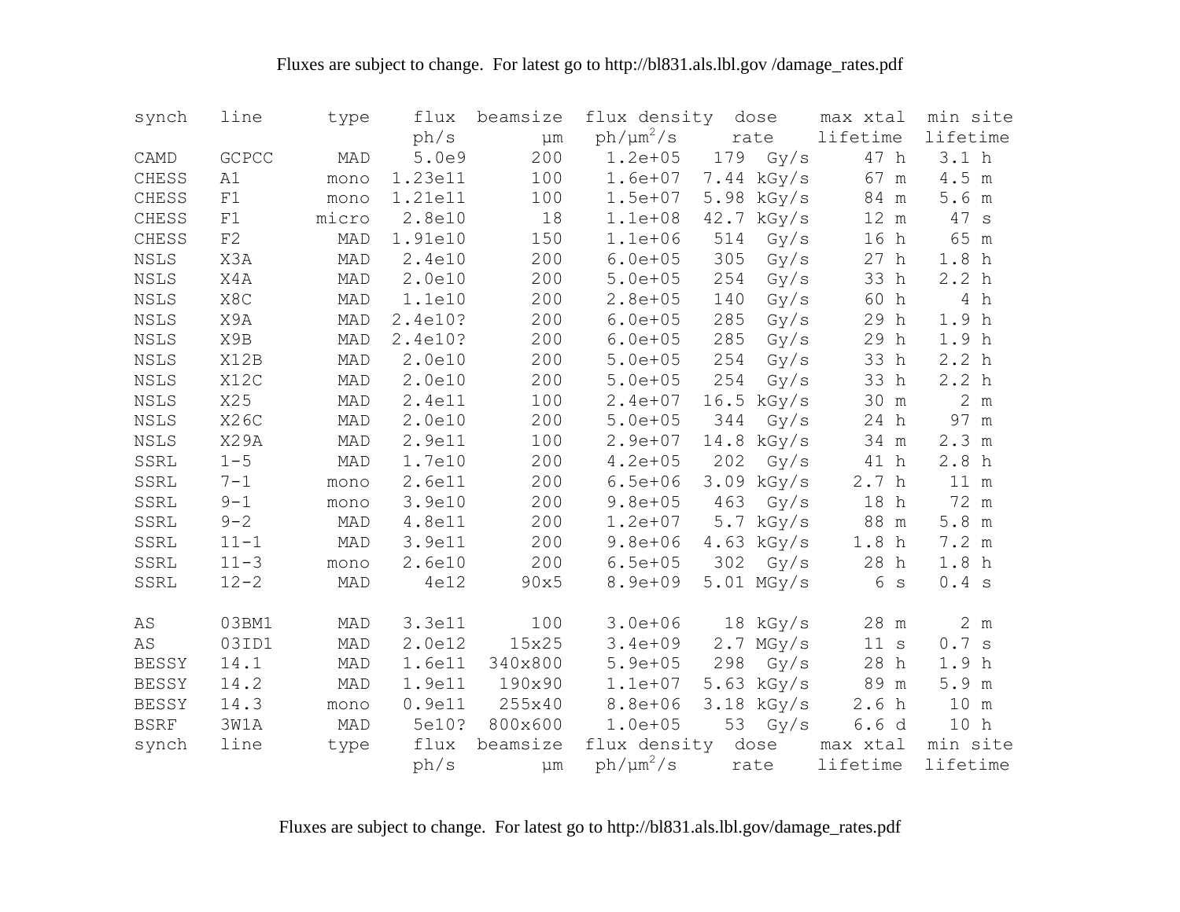Fluxes are subject to change. For latest go to http://bl831.als.lbl.gov /damage_rates.pdf

| synch | line | type | flux ph/s | beamsize µm | flux density ph/µm$^2$/s | dose rate | max xtal lifetime | min site lifetime |
|---|---|---|---|---|---|---|---|---|
| CAMD | GCPCC | MAD | 5.0e9 | 200 | 1.2e+05 | 179 Gy/s | 47 h | 3.1 h |
| CHESS | A1 | mono | 1.23e11 | 100 | 1.6e+07 | 7.44 kGy/s | 67 m | 4.5 m |
| CHESS | F1 | mono | 1.21e11 | 100 | 1.5e+07 | 5.98 kGy/s | 84 m | 5.6 m |
| CHESS | F1 | micro | 2.8e10 | 18 | 1.1e+08 | 42.7 kGy/s | 12 m | 47 s |
| CHESS | F2 | MAD | 1.91e10 | 150 | 1.1e+06 | 514 Gy/s | 16 h | 65 m |
| NSLS | X3A | MAD | 2.4e10 | 200 | 6.0e+05 | 305 Gy/s | 27 h | 1.8 h |
| NSLS | X4A | MAD | 2.0e10 | 200 | 5.0e+05 | 254 Gy/s | 33 h | 2.2 h |
| NSLS | X8C | MAD | 1.1e10 | 200 | 2.8e+05 | 140 Gy/s | 60 h | 4 h |
| NSLS | X9A | MAD | 2.4e10? | 200 | 6.0e+05 | 285 Gy/s | 29 h | 1.9 h |
| NSLS | X9B | MAD | 2.4e10? | 200 | 6.0e+05 | 285 Gy/s | 29 h | 1.9 h |
| NSLS | X12B | MAD | 2.0e10 | 200 | 5.0e+05 | 254 Gy/s | 33 h | 2.2 h |
| NSLS | X12C | MAD | 2.0e10 | 200 | 5.0e+05 | 254 Gy/s | 33 h | 2.2 h |
| NSLS | X25 | MAD | 2.4e11 | 100 | 2.4e+07 | 16.5 kGy/s | 30 m | 2 m |
| NSLS | X26C | MAD | 2.0e10 | 200 | 5.0e+05 | 344 Gy/s | 24 h | 97 m |
| NSLS | X29A | MAD | 2.9e11 | 100 | 2.9e+07 | 14.8 kGy/s | 34 m | 2.3 m |
| SSRL | 1-5 | MAD | 1.7e10 | 200 | 4.2e+05 | 202 Gy/s | 41 h | 2.8 h |
| SSRL | 7-1 | mono | 2.6e11 | 200 | 6.5e+06 | 3.09 kGy/s | 2.7 h | 11 m |
| SSRL | 9-1 | mono | 3.9e10 | 200 | 9.8e+05 | 463 Gy/s | 18 h | 72 m |
| SSRL | 9-2 | MAD | 4.8e11 | 200 | 1.2e+07 | 5.7 kGy/s | 88 m | 5.8 m |
| SSRL | 11-1 | MAD | 3.9e11 | 200 | 9.8e+06 | 4.63 kGy/s | 1.8 h | 7.2 m |
| SSRL | 11-3 | mono | 2.6e10 | 200 | 6.5e+05 | 302 Gy/s | 28 h | 1.8 h |
| SSRL | 12-2 | MAD | 4e12 | 90x5 | 8.9e+09 | 5.01 MGy/s | 6 s | 0.4 s |
| AS | 03BM1 | MAD | 3.3e11 | 100 | 3.0e+06 | 18 kGy/s | 28 m | 2 m |
| AS | 03ID1 | MAD | 2.0e12 | 15x25 | 3.4e+09 | 2.7 MGy/s | 11 s | 0.7 s |
| BESSY | 14.1 | MAD | 1.6e11 | 340x800 | 5.9e+05 | 298 Gy/s | 28 h | 1.9 h |
| BESSY | 14.2 | MAD | 1.9e11 | 190x90 | 1.1e+07 | 5.63 kGy/s | 89 m | 5.9 m |
| BESSY | 14.3 | mono | 0.9e11 | 255x40 | 8.8e+06 | 3.18 kGy/s | 2.6 h | 10 m |
| BSRF | 3W1A | MAD | 5e10? | 800x600 | 1.0e+05 | 53 Gy/s | 6.6 d | 10 h |
| synch | line | type | flux ph/s | beamsize µm | flux density ph/µm$^2$/s | dose rate | max xtal lifetime | min site lifetime |

Fluxes are subject to change. For latest go to http://bl831.als.lbl.gov/damage_rates.pdf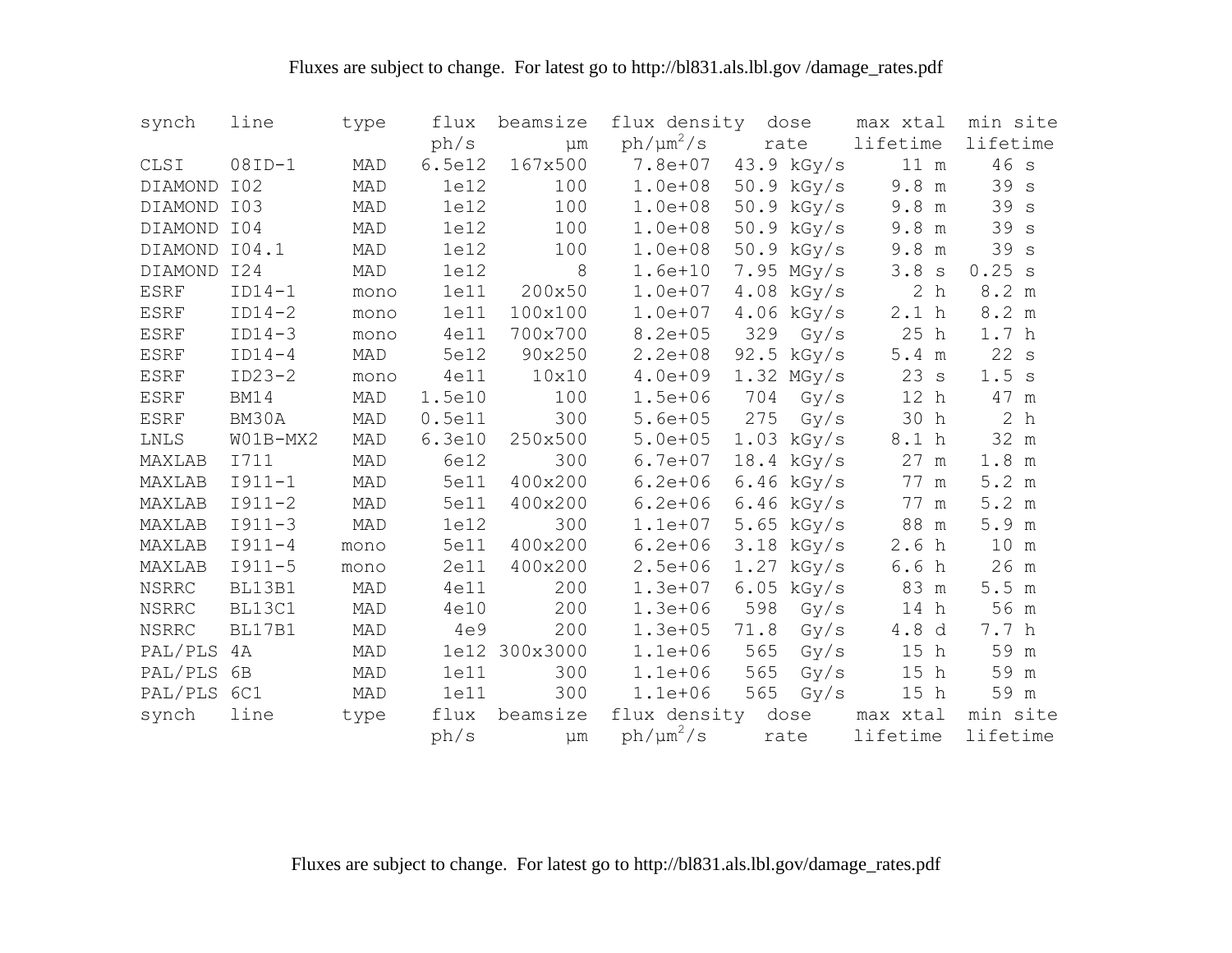Fluxes are subject to change.  For latest go to http://bl831.als.lbl.gov /damage_rates.pdf

| synch | line | type | flux ph/s | beamsize µm | flux density ph/µm$^2$/s | dose rate | max xtal lifetime | min site lifetime |
|---|---|---|---|---|---|---|---|---|
| CLSI | 08ID-1 | MAD | 6.5e12 | 167x500 | 7.8e+07 | 43.9 kGy/s | 11 m | 46 s |
| DIAMOND | I02 | MAD | 1e12 | 100 | 1.0e+08 | 50.9 kGy/s | 9.8 m | 39 s |
| DIAMOND | I03 | MAD | 1e12 | 100 | 1.0e+08 | 50.9 kGy/s | 9.8 m | 39 s |
| DIAMOND | I04 | MAD | 1e12 | 100 | 1.0e+08 | 50.9 kGy/s | 9.8 m | 39 s |
| DIAMOND | I04.1 | MAD | 1e12 | 100 | 1.0e+08 | 50.9 kGy/s | 9.8 m | 39 s |
| DIAMOND | I24 | MAD | 1e12 | 8 | 1.6e+10 | 7.95 MGy/s | 3.8 s | 0.25 s |
| ESRF | ID14-1 | mono | 1e11 | 200x50 | 1.0e+07 | 4.08 kGy/s | 2 h | 8.2 m |
| ESRF | ID14-2 | mono | 1e11 | 100x100 | 1.0e+07 | 4.06 kGy/s | 2.1 h | 8.2 m |
| ESRF | ID14-3 | mono | 4e11 | 700x700 | 8.2e+05 | 329 Gy/s | 25 h | 1.7 h |
| ESRF | ID14-4 | MAD | 5e12 | 90x250 | 2.2e+08 | 92.5 kGy/s | 5.4 m | 22 s |
| ESRF | ID23-2 | mono | 4e11 | 10x10 | 4.0e+09 | 1.32 MGy/s | 23 s | 1.5 s |
| ESRF | BM14 | MAD | 1.5e10 | 100 | 1.5e+06 | 704 Gy/s | 12 h | 47 m |
| ESRF | BM30A | MAD | 0.5e11 | 300 | 5.6e+05 | 275 Gy/s | 30 h | 2 h |
| LNLS | W01B-MX2 | MAD | 6.3e10 | 250x500 | 5.0e+05 | 1.03 kGy/s | 8.1 h | 32 m |
| MAXLAB | I711 | MAD | 6e12 | 300 | 6.7e+07 | 18.4 kGy/s | 27 m | 1.8 m |
| MAXLAB | I911-1 | MAD | 5e11 | 400x200 | 6.2e+06 | 6.46 kGy/s | 77 m | 5.2 m |
| MAXLAB | I911-2 | MAD | 5e11 | 400x200 | 6.2e+06 | 6.46 kGy/s | 77 m | 5.2 m |
| MAXLAB | I911-3 | MAD | 1e12 | 300 | 1.1e+07 | 5.65 kGy/s | 88 m | 5.9 m |
| MAXLAB | I911-4 | mono | 5e11 | 400x200 | 6.2e+06 | 3.18 kGy/s | 2.6 h | 10 m |
| MAXLAB | I911-5 | mono | 2e11 | 400x200 | 2.5e+06 | 1.27 kGy/s | 6.6 h | 26 m |
| NSRRC | BL13B1 | MAD | 4e11 | 200 | 1.3e+07 | 6.05 kGy/s | 83 m | 5.5 m |
| NSRRC | BL13C1 | MAD | 4e10 | 200 | 1.3e+06 | 598 Gy/s | 14 h | 56 m |
| NSRRC | BL17B1 | MAD | 4e9 | 200 | 1.3e+05 | 71.8 Gy/s | 4.8 d | 7.7 h |
| PAL/PLS | 4A | MAD | 1e12 | 300x3000 | 1.1e+06 | 565 Gy/s | 15 h | 59 m |
| PAL/PLS | 6B | MAD | 1e11 | 300 | 1.1e+06 | 565 Gy/s | 15 h | 59 m |
| PAL/PLS | 6C1 | MAD | 1e11 | 300 | 1.1e+06 | 565 Gy/s | 15 h | 59 m |
| synch | line | type | flux ph/s | beamsize µm | flux density ph/µm$^2$/s | dose rate | max xtal lifetime | min site lifetime |

Fluxes are subject to change.  For latest go to http://bl831.als.lbl.gov/damage_rates.pdf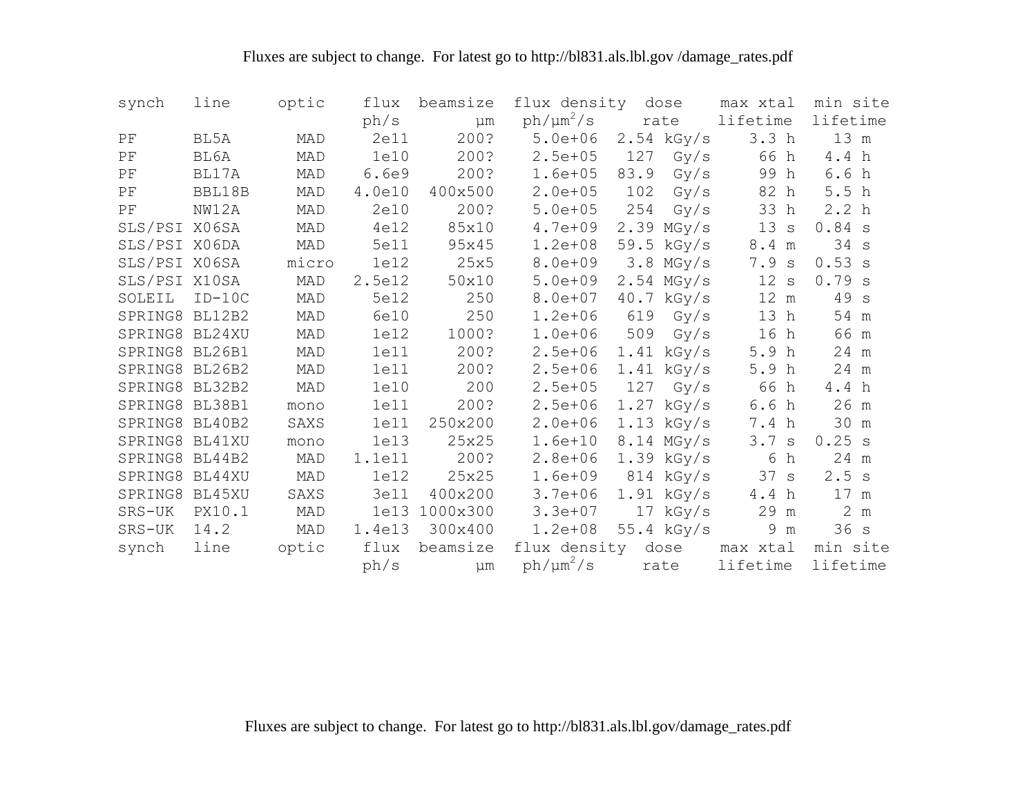Fluxes are subject to change. For latest go to http://bl831.als.lbl.gov /damage_rates.pdf

| synch | line | optic | flux ph/s | beamsize μm | flux density ph/μm$^2$/s | dose rate | max xtal lifetime | min site lifetime |
|---|---|---|---|---|---|---|---|---|
| PF | BL5A | MAD | 2e11 | 200? | 5.0e+06 | 2.54 kGy/s | 3.3 h | 13 m |
| PF | BL6A | MAD | 1e10 | 200? | 2.5e+05 | 127 Gy/s | 66 h | 4.4 h |
| PF | BL17A | MAD | 6.6e9 | 200? | 1.6e+05 | 83.9 Gy/s | 99 h | 6.6 h |
| PF | BBL18B | MAD | 4.0e10 | 400x500 | 2.0e+05 | 102 Gy/s | 82 h | 5.5 h |
| PF | NW12A | MAD | 2e10 | 200? | 5.0e+05 | 254 Gy/s | 33 h | 2.2 h |
| SLS/PSI | X06SA | MAD | 4e12 | 85x10 | 4.7e+09 | 2.39 MGy/s | 13 s | 0.84 s |
| SLS/PSI | X06DA | MAD | 5e11 | 95x45 | 1.2e+08 | 59.5 kGy/s | 8.4 m | 34 s |
| SLS/PSI | X06SA | micro | 1e12 | 25x5 | 8.0e+09 | 3.8 MGy/s | 7.9 s | 0.53 s |
| SLS/PSI | X10SA | MAD | 2.5e12 | 50x10 | 5.0e+09 | 2.54 MGy/s | 12 s | 0.79 s |
| SOLEIL | ID-10C | MAD | 5e12 | 250 | 8.0e+07 | 40.7 kGy/s | 12 m | 49 s |
| SPRING8 | BL12B2 | MAD | 6e10 | 250 | 1.2e+06 | 619 Gy/s | 13 h | 54 m |
| SPRING8 | BL24XU | MAD | 1e12 | 1000? | 1.0e+06 | 509 Gy/s | 16 h | 66 m |
| SPRING8 | BL26B1 | MAD | 1e11 | 200? | 2.5e+06 | 1.41 kGy/s | 5.9 h | 24 m |
| SPRING8 | BL26B2 | MAD | 1e11 | 200? | 2.5e+06 | 1.41 kGy/s | 5.9 h | 24 m |
| SPRING8 | BL32B2 | MAD | 1e10 | 200 | 2.5e+05 | 127 Gy/s | 66 h | 4.4 h |
| SPRING8 | BL38B1 | mono | 1e11 | 200? | 2.5e+06 | 1.27 kGy/s | 6.6 h | 26 m |
| SPRING8 | BL40B2 | SAXS | 1e11 | 250x200 | 2.0e+06 | 1.13 kGy/s | 7.4 h | 30 m |
| SPRING8 | BL41XU | mono | 1e13 | 25x25 | 1.6e+10 | 8.14 MGy/s | 3.7 s | 0.25 s |
| SPRING8 | BL44B2 | MAD | 1.1e11 | 200? | 2.8e+06 | 1.39 kGy/s | 6 h | 24 m |
| SPRING8 | BL44XU | MAD | 1e12 | 25x25 | 1.6e+09 | 814 kGy/s | 37 s | 2.5 s |
| SPRING8 | BL45XU | SAXS | 3e11 | 400x200 | 3.7e+06 | 1.91 kGy/s | 4.4 h | 17 m |
| SRS-UK | PX10.1 | MAD | 1e13 | 1000x300 | 3.3e+07 | 17 kGy/s | 29 m | 2 m |
| SRS-UK | 14.2 | MAD | 1.4e13 | 300x400 | 1.2e+08 | 55.4 kGy/s | 9 m | 36 s |
| synch | line | optic | flux ph/s | beamsize μm | flux density ph/μm$^2$/s | dose rate | max xtal lifetime | min site lifetime |

Fluxes are subject to change. For latest go to http://bl831.als.lbl.gov/damage_rates.pdf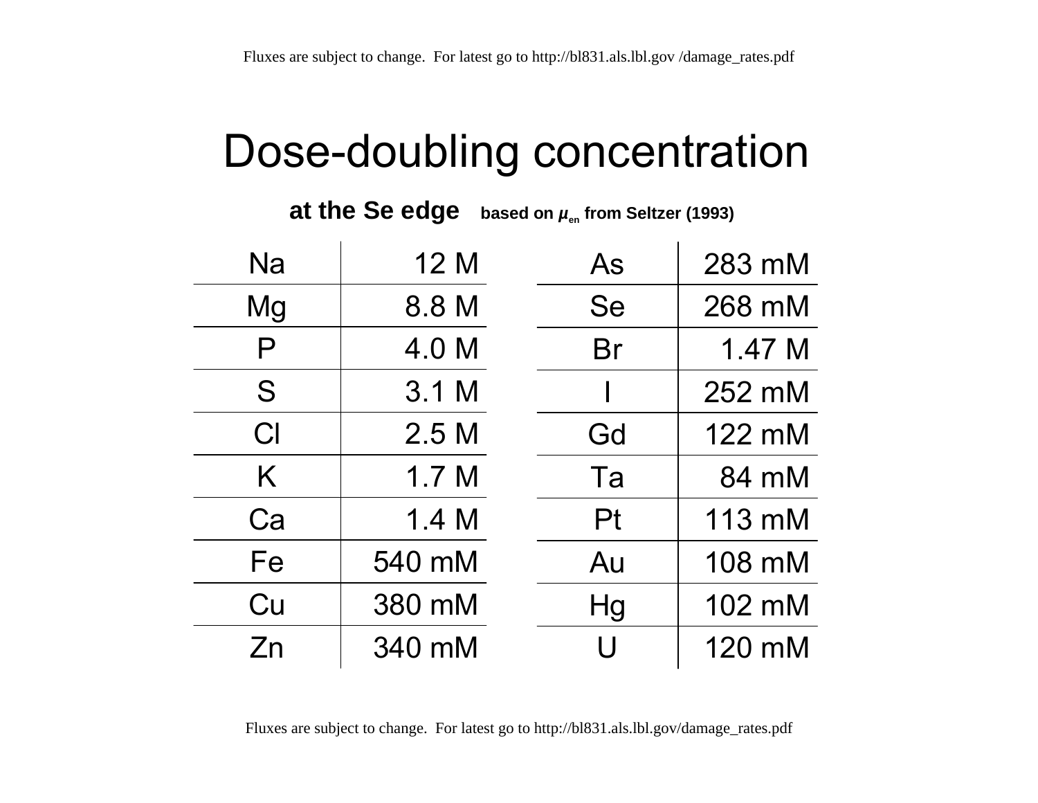# Dose-doubling concentration

**at the Se edge** **based on $\mu_{en}$ from Seltzer (1993)**

| | | | | |
|---|---|---|---|---|
| Na | 12 M | | As | 283 mM |
| Mg | 8.8 M | | Se | 268 mM |
| P | 4.0 M | | Br | 1.47 M |
| S | 3.1 M | | I | 252 mM |
| Cl | 2.5 M | | Gd | 122 mM |
| K | 1.7 M | | Ta | 84 mM |
| Ca | 1.4 M | | Pt | 113 mM |
| Fe | 540 mM | | Au | 108 mM |
| Cu | 380 mM | | Hg | 102 mM |
| Zn | 340 mM | | U | 120 mM |

Fluxes are subject to change. For latest go to http://bl831.als.lbl.gov/damage_rates.pdf